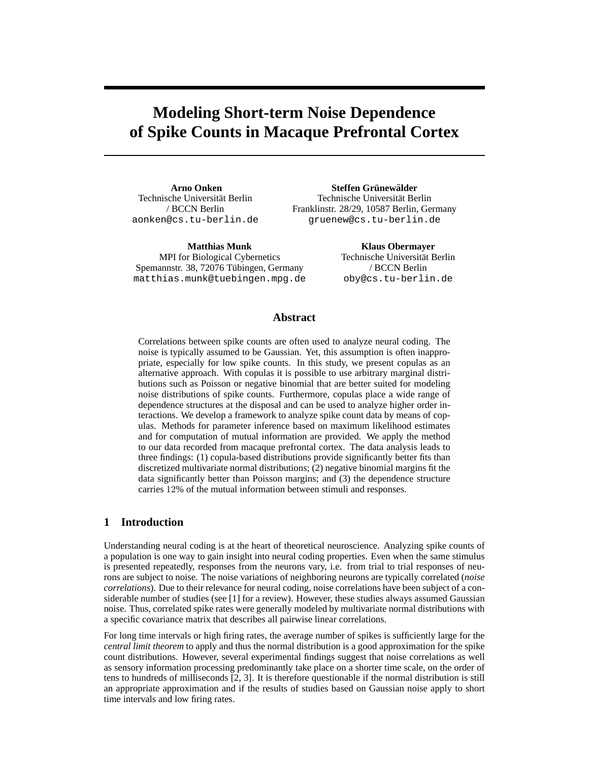# Modeling Short-term Noise Dependence of Spike Counts in Macaque Prefrontal Cortex

**Arno Onken**
Technische Universität Berlin
/ BCCN Berlin
aonken@cs.tu-berlin.de

**Steffen Grünewälder**
Technische Universität Berlin
Franklinstr. 28/29, 10587 Berlin, Germany
gruenew@cs.tu-berlin.de

**Matthias Munk**
MPI for Biological Cybernetics
Spemannstr. 38, 72076 Tübingen, Germany
matthias.munk@tuebingen.mpg.de

**Klaus Obermayer**
Technische Universität Berlin
/ BCCN Berlin
oby@cs.tu-berlin.de

## Abstract

Correlations between spike counts are often used to analyze neural coding. The noise is typically assumed to be Gaussian. Yet, this assumption is often inappropriate, especially for low spike counts. In this study, we present copulas as an alternative approach. With copulas it is possible to use arbitrary marginal distributions such as Poisson or negative binomial that are better suited for modeling noise distributions of spike counts. Furthermore, copulas place a wide range of dependence structures at the disposal and can be used to analyze higher order interactions. We develop a framework to analyze spike count data by means of copulas. Methods for parameter inference based on maximum likelihood estimates and for computation of mutual information are provided. We apply the method to our data recorded from macaque prefrontal cortex. The data analysis leads to three findings: (1) copula-based distributions provide significantly better fits than discretized multivariate normal distributions; (2) negative binomial margins fit the data significantly better than Poisson margins; and (3) the dependence structure carries 12% of the mutual information between stimuli and responses.

## 1 Introduction

Understanding neural coding is at the heart of theoretical neuroscience. Analyzing spike counts of a population is one way to gain insight into neural coding properties. Even when the same stimulus is presented repeatedly, responses from the neurons vary, i.e. from trial to trial responses of neurons are subject to noise. The noise variations of neighboring neurons are typically correlated (*noise correlations*). Due to their relevance for neural coding, noise correlations have been subject of a considerable number of studies (see [1] for a review). However, these studies always assumed Gaussian noise. Thus, correlated spike rates were generally modeled by multivariate normal distributions with a specific covariance matrix that describes all pairwise linear correlations.

For long time intervals or high firing rates, the average number of spikes is sufficiently large for the *central limit theorem* to apply and thus the normal distribution is a good approximation for the spike count distributions. However, several experimental findings suggest that noise correlations as well as sensory information processing predominantly take place on a shorter time scale, on the order of tens to hundreds of milliseconds [2, 3]. It is therefore questionable if the normal distribution is still an appropriate approximation and if the results of studies based on Gaussian noise apply to short time intervals and low firing rates.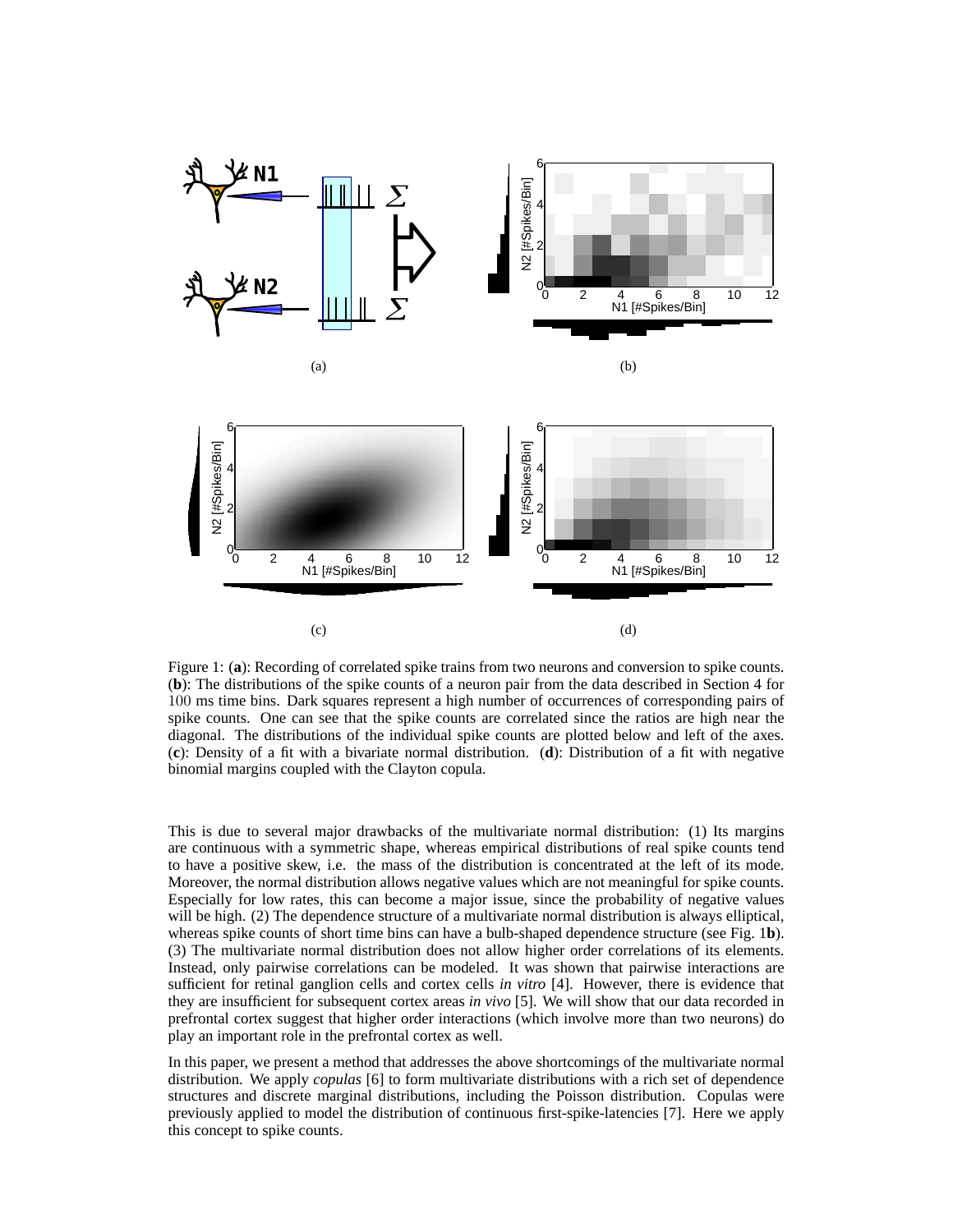Figure 1: (**a**): Recording of correlated spike trains from two neurons and conversion to spike counts. (**b**): The distributions of the spike counts of a neuron pair from the data described in Section 4 for 100 ms time bins. Dark squares represent a high number of occurrences of corresponding pairs of spike counts. One can see that the spike counts are correlated since the ratios are high near the diagonal. The distributions of the individual spike counts are plotted below and left of the axes. (**c**): Density of a fit with a bivariate normal distribution. (**d**): Distribution of a fit with negative binomial margins coupled with the Clayton copula.

This is due to several major drawbacks of the multivariate normal distribution: (1) Its margins are continuous with a symmetric shape, whereas empirical distributions of real spike counts tend to have a positive skew, i.e. the mass of the distribution is concentrated at the left of its mode. Moreover, the normal distribution allows negative values which are not meaningful for spike counts. Especially for low rates, this can become a major issue, since the probability of negative values will be high. (2) The dependence structure of a multivariate normal distribution is always elliptical, whereas spike counts of short time bins can have a bulb-shaped dependence structure (see Fig. 1**b**). (3) The multivariate normal distribution does not allow higher order correlations of its elements. Instead, only pairwise correlations can be modeled. It was shown that pairwise interactions are sufficient for retinal ganglion cells and cortex cells *in vitro* [4]. However, there is evidence that they are insufficient for subsequent cortex areas *in vivo* [5]. We will show that our data recorded in prefrontal cortex suggest that higher order interactions (which involve more than two neurons) do play an important role in the prefrontal cortex as well.

In this paper, we present a method that addresses the above shortcomings of the multivariate normal distribution. We apply *copulas* [6] to form multivariate distributions with a rich set of dependence structures and discrete marginal distributions, including the Poisson distribution. Copulas were previously applied to model the distribution of continuous first-spike-latencies [7]. Here we apply this concept to spike counts.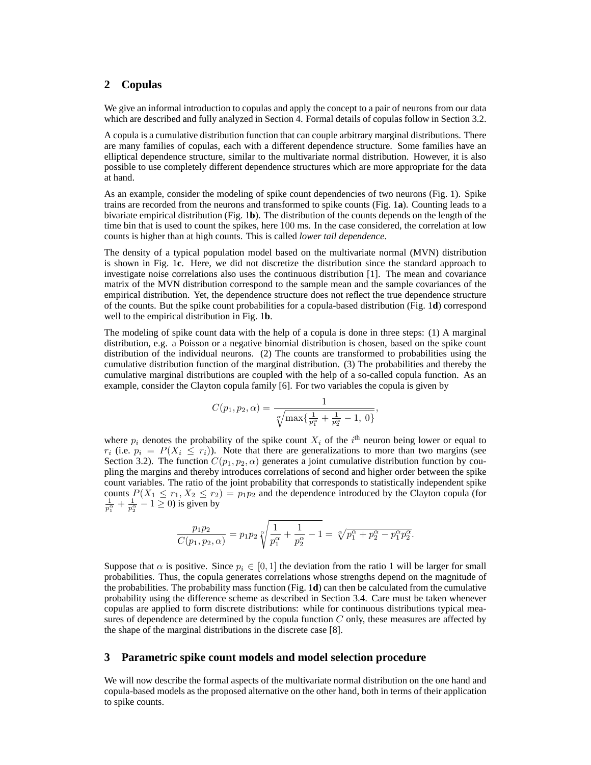## 2 Copulas

We give an informal introduction to copulas and apply the concept to a pair of neurons from our data which are described and fully analyzed in Section 4. Formal details of copulas follow in Section 3.2.

A copula is a cumulative distribution function that can couple arbitrary marginal distributions. There are many families of copulas, each with a different dependence structure. Some families have an elliptical dependence structure, similar to the multivariate normal distribution. However, it is also possible to use completely different dependence structures which are more appropriate for the data at hand.

As an example, consider the modeling of spike count dependencies of two neurons (Fig. 1). Spike trains are recorded from the neurons and transformed to spike counts (Fig. 1**a**). Counting leads to a bivariate empirical distribution (Fig. 1**b**). The distribution of the counts depends on the length of the time bin that is used to count the spikes, here $100$ ms. In the case considered, the correlation at low counts is higher than at high counts. This is called *lower tail dependence*.

The density of a typical population model based on the multivariate normal (MVN) distribution is shown in Fig. 1**c**. Here, we did not discretize the distribution since the standard approach to investigate noise correlations also uses the continuous distribution [1]. The mean and covariance matrix of the MVN distribution correspond to the sample mean and the sample covariances of the empirical distribution. Yet, the dependence structure does not reflect the true dependence structure of the counts. But the spike count probabilities for a copula-based distribution (Fig. 1**d**) correspond well to the empirical distribution in Fig. 1**b**.

The modeling of spike count data with the help of a copula is done in three steps: (1) A marginal distribution, e.g. a Poisson or a negative binomial distribution is chosen, based on the spike count distribution of the individual neurons. (2) The counts are transformed to probabilities using the cumulative distribution function of the marginal distribution. (3) The probabilities and thereby the cumulative marginal distributions are coupled with the help of a so-called copula function. As an example, consider the Clayton copula family [6]. For two variables the copula is given by

$$C(p_1, p_2, \alpha) = \frac{1}{\sqrt[\alpha]{\max\{\frac{1}{p_1^\alpha} + \frac{1}{p_2^\alpha} - 1,\ 0\}}},$$

where $p_i$ denotes the probability of the spike count $X_i$ of the $i^{\text{th}}$ neuron being lower or equal to $r_i$ (i.e. $p_i = P(X_i \leq r_i)$). Note that there are generalizations to more than two margins (see Section 3.2). The function $C(p_1, p_2, \alpha)$ generates a joint cumulative distribution function by coupling the margins and thereby introduces correlations of second and higher order between the spike count variables. The ratio of the joint probability that corresponds to statistically independent spike counts $P(X_1 \leq r_1, X_2 \leq r_2) = p_1 p_2$ and the dependence introduced by the Clayton copula (for $\frac{1}{p_1^\alpha} + \frac{1}{p_2^\alpha} - 1 \geq 0$) is given by

$$\frac{p_1 p_2}{C(p_1, p_2, \alpha)} = p_1 p_2 \sqrt[\alpha]{\frac{1}{p_1^\alpha} + \frac{1}{p_2^\alpha} - 1} = \sqrt[\alpha]{p_1^\alpha + p_2^\alpha - p_1^\alpha p_2^\alpha}.$$

Suppose that $\alpha$ is positive. Since $p_i \in [0, 1]$ the deviation from the ratio 1 will be larger for small probabilities. Thus, the copula generates correlations whose strengths depend on the magnitude of the probabilities. The probability mass function (Fig. 1**d**) can then be calculated from the cumulative probability using the difference scheme as described in Section 3.4. Care must be taken whenever copulas are applied to form discrete distributions: while for continuous distributions typical measures of dependence are determined by the copula function $C$ only, these measures are affected by the shape of the marginal distributions in the discrete case [8].

## 3 Parametric spike count models and model selection procedure

We will now describe the formal aspects of the multivariate normal distribution on the one hand and copula-based models as the proposed alternative on the other hand, both in terms of their application to spike counts.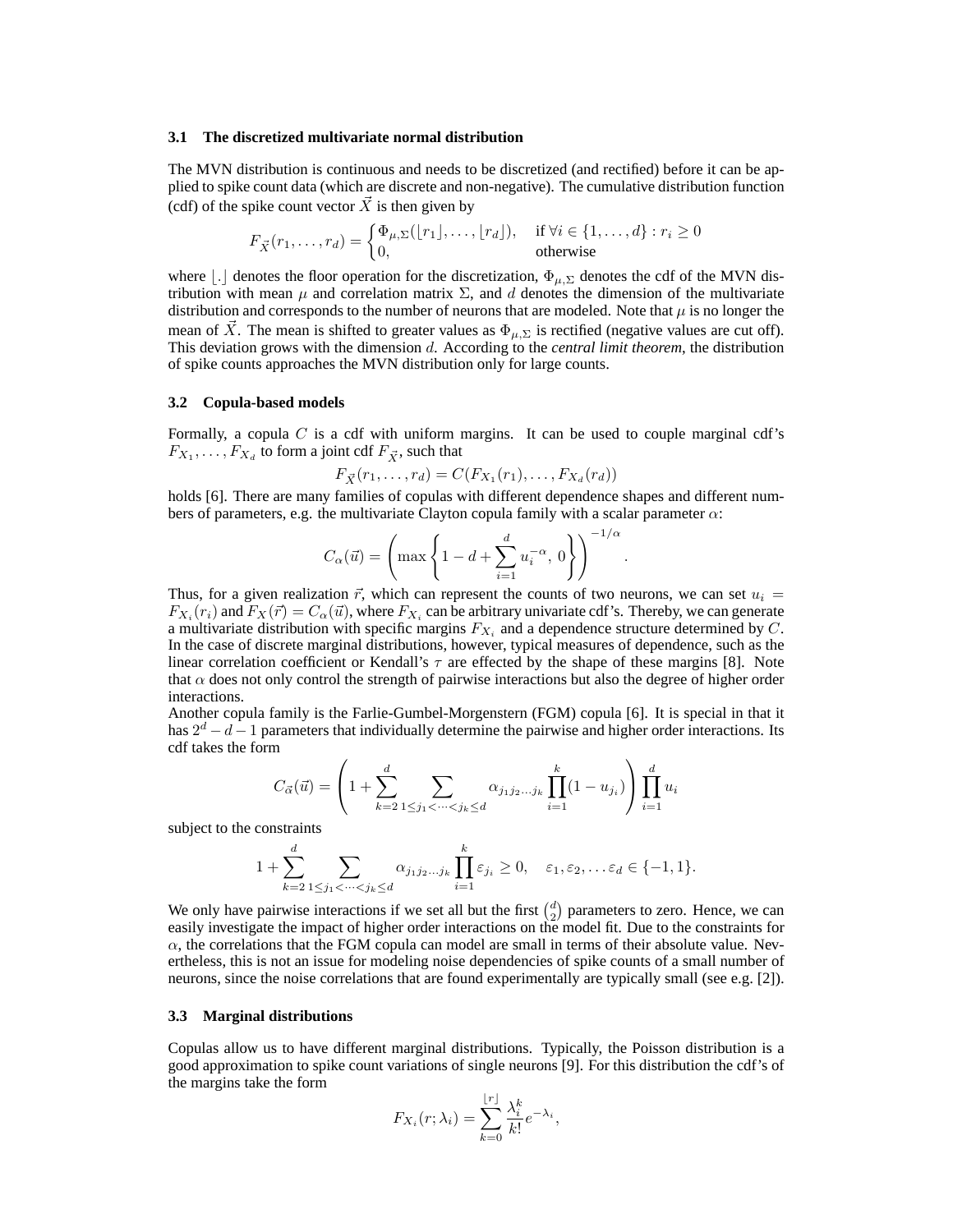### 3.1 The discretized multivariate normal distribution

The MVN distribution is continuous and needs to be discretized (and rectified) before it can be applied to spike count data (which are discrete and non-negative). The cumulative distribution function (cdf) of the spike count vector $\vec{X}$ is then given by

$$F_{\vec{X}}(r_1, \ldots, r_d) = \begin{cases} \Phi_{\mu,\Sigma}(\lfloor r_1 \rfloor, \ldots, \lfloor r_d \rfloor), & \text{if } \forall i \in \{1, \ldots, d\} : r_i \geq 0 \\ 0, & \text{otherwise} \end{cases}$$

where $\lfloor . \rfloor$ denotes the floor operation for the discretization, $\Phi_{\mu,\Sigma}$ denotes the cdf of the MVN distribution with mean $\mu$ and correlation matrix $\Sigma$, and $d$ denotes the dimension of the multivariate distribution and corresponds to the number of neurons that are modeled. Note that $\mu$ is no longer the mean of $\vec{X}$. The mean is shifted to greater values as $\Phi_{\mu,\Sigma}$ is rectified (negative values are cut off). This deviation grows with the dimension $d$. According to the *central limit theorem*, the distribution of spike counts approaches the MVN distribution only for large counts.

### 3.2 Copula-based models

Formally, a copula $C$ is a cdf with uniform margins. It can be used to couple marginal cdf's $F_{X_1}, \ldots, F_{X_d}$ to form a joint cdf $F_{\vec{X}}$, such that

$$F_{\vec{X}}(r_1, \ldots, r_d) = C(F_{X_1}(r_1), \ldots, F_{X_d}(r_d))$$

holds [6]. There are many families of copulas with different dependence shapes and different numbers of parameters, e.g. the multivariate Clayton copula family with a scalar parameter $\alpha$:

$$C_\alpha(\vec{u}) = \left( \max\left\{ 1 - d + \sum_{i=1}^{d} u_i^{-\alpha},\ 0 \right\} \right)^{-1/\alpha}.$$

Thus, for a given realization $\vec{r}$, which can represent the counts of two neurons, we can set $u_i = F_{X_i}(r_i)$ and $F_X(\vec{r}) = C_\alpha(\vec{u})$, where $F_{X_i}$ can be arbitrary univariate cdf's. Thereby, we can generate a multivariate distribution with specific margins $F_{X_i}$ and a dependence structure determined by $C$. In the case of discrete marginal distributions, however, typical measures of dependence, such as the linear correlation coefficient or Kendall's $\tau$ are effected by the shape of these margins [8]. Note that $\alpha$ does not only control the strength of pairwise interactions but also the degree of higher order interactions.

Another copula family is the Farlie-Gumbel-Morgenstern (FGM) copula [6]. It is special in that it has $2^d - d - 1$ parameters that individually determine the pairwise and higher order interactions. Its cdf takes the form

$$C_{\vec{\alpha}}(\vec{u}) = \left( 1 + \sum_{k=2}^{d} \sum_{1 \leq j_1 < \cdots < j_k \leq d} \alpha_{j_1 j_2 \ldots j_k} \prod_{i=1}^{k} (1 - u_{j_i}) \right) \prod_{i=1}^{d} u_i$$

subject to the constraints

$$1 + \sum_{k=2}^{d} \sum_{1 \leq j_1 < \cdots < j_k \leq d} \alpha_{j_1 j_2 \ldots j_k} \prod_{i=1}^{k} \varepsilon_{j_i} \geq 0, \quad \varepsilon_1, \varepsilon_2, \ldots \varepsilon_d \in \{-1, 1\}.$$

We only have pairwise interactions if we set all but the first $\binom{d}{2}$ parameters to zero. Hence, we can easily investigate the impact of higher order interactions on the model fit. Due to the constraints for $\alpha$, the correlations that the FGM copula can model are small in terms of their absolute value. Nevertheless, this is not an issue for modeling noise dependencies of spike counts of a small number of neurons, since the noise correlations that are found experimentally are typically small (see e.g. [2]).

### 3.3 Marginal distributions

Copulas allow us to have different marginal distributions. Typically, the Poisson distribution is a good approximation to spike count variations of single neurons [9]. For this distribution the cdf's of the margins take the form

$$F_{X_i}(r; \lambda_i) = \sum_{k=0}^{\lfloor r \rfloor} \frac{\lambda_i^k}{k!} e^{-\lambda_i},$$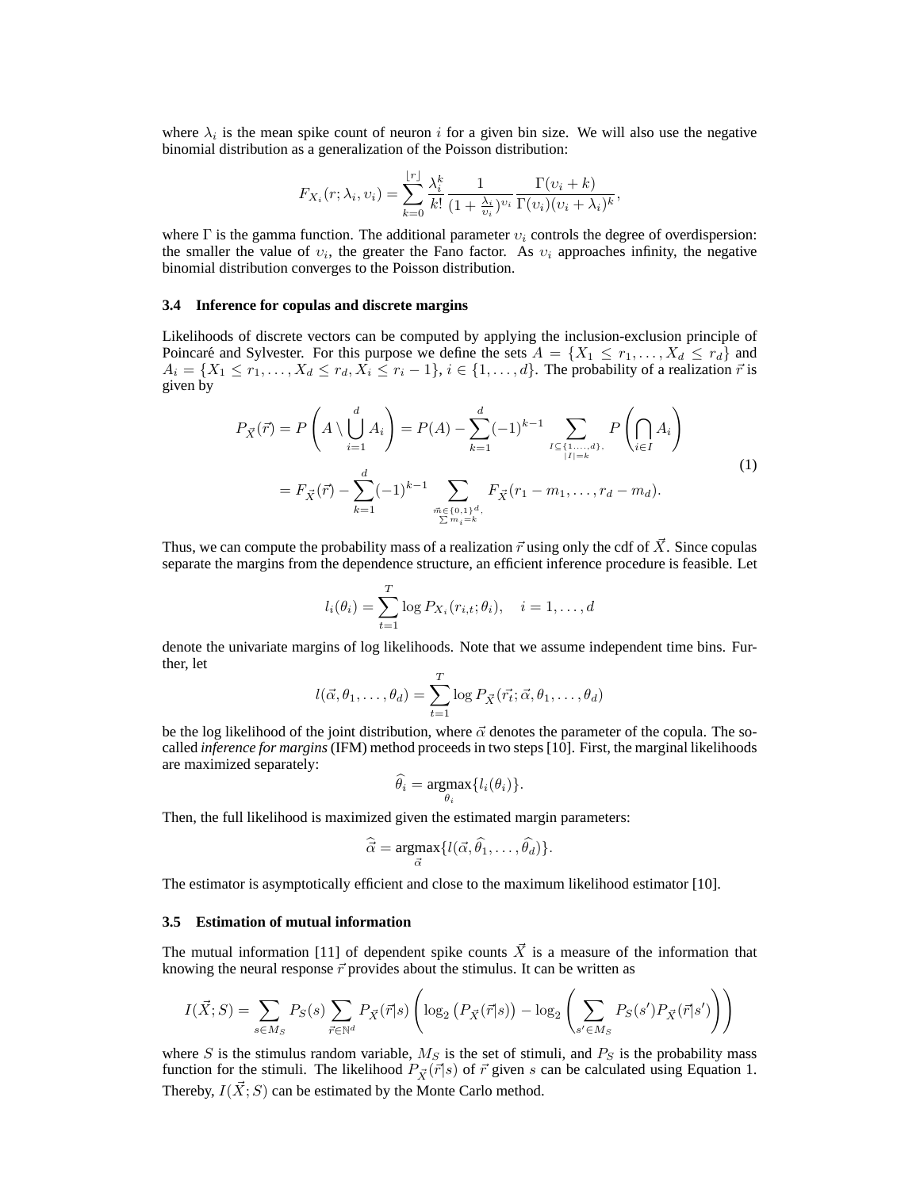where $\lambda_i$ is the mean spike count of neuron $i$ for a given bin size. We will also use the negative binomial distribution as a generalization of the Poisson distribution:

$$F_{X_i}(r; \lambda_i, \upsilon_i) = \sum_{k=0}^{\lfloor r \rfloor} \frac{\lambda_i^k}{k!} \frac{1}{(1 + \frac{\lambda_i}{\upsilon_i})^{\upsilon_i}} \frac{\Gamma(\upsilon_i + k)}{\Gamma(\upsilon_i)(\upsilon_i + \lambda_i)^k},$$

where $\Gamma$ is the gamma function. The additional parameter $\upsilon_i$ controls the degree of overdispersion: the smaller the value of $\upsilon_i$, the greater the Fano factor. As $\upsilon_i$ approaches infinity, the negative binomial distribution converges to the Poisson distribution.

### 3.4 Inference for copulas and discrete margins

Likelihoods of discrete vectors can be computed by applying the inclusion-exclusion principle of Poincaré and Sylvester. For this purpose we define the sets $A = \{X_1 \leq r_1, \ldots, X_d \leq r_d\}$ and $A_i = \{X_1 \leq r_1, \ldots, X_d \leq r_d, X_i \leq r_i - 1\}$, $i \in \{1, \ldots, d\}$. The probability of a realization $\vec{r}$ is given by

$$\begin{aligned} P_{\vec{X}}(\vec{r}) &= P\left(A \setminus \bigcup_{i=1}^{d} A_i\right) = P(A) - \sum_{k=1}^{d} (-1)^{k-1} \sum_{\substack{I \subseteq \{1,\ldots,d\}, \\ |I|=k}} P\left(\bigcap_{i \in I} A_i\right) \\ &= F_{\vec{X}}(\vec{r}) - \sum_{k=1}^{d} (-1)^{k-1} \sum_{\substack{\vec{m} \in \{0,1\}^d, \\ \sum m_i = k}} F_{\vec{X}}(r_1 - m_1, \ldots, r_d - m_d). \end{aligned} \tag{1}$$

Thus, we can compute the probability mass of a realization $\vec{r}$ using only the cdf of $\vec{X}$. Since copulas separate the margins from the dependence structure, an efficient inference procedure is feasible. Let

$$l_i(\theta_i) = \sum_{t=1}^{T} \log P_{X_i}(r_{i,t}; \theta_i), \quad i = 1, \ldots, d$$

denote the univariate margins of log likelihoods. Note that we assume independent time bins. Further, let

$$l(\vec{\alpha}, \theta_1, \ldots, \theta_d) = \sum_{t=1}^{T} \log P_{\vec{X}}(\vec{r_t}; \vec{\alpha}, \theta_1, \ldots, \theta_d)$$

be the log likelihood of the joint distribution, where $\vec{\alpha}$ denotes the parameter of the copula. The so-called *inference for margins* (IFM) method proceeds in two steps [10]. First, the marginal likelihoods are maximized separately:

$$\widehat{\theta}_i = \underset{\theta_i}{\operatorname{argmax}}\{l_i(\theta_i)\}.$$

Then, the full likelihood is maximized given the estimated margin parameters:

$$\widehat{\vec{\alpha}} = \underset{\vec{\alpha}}{\operatorname{argmax}}\{l(\vec{\alpha}, \widehat{\theta}_1, \ldots, \widehat{\theta}_d)\}.$$

The estimator is asymptotically efficient and close to the maximum likelihood estimator [10].

### 3.5 Estimation of mutual information

The mutual information [11] of dependent spike counts $\vec{X}$ is a measure of the information that knowing the neural response $\vec{r}$ provides about the stimulus. It can be written as

$$I(\vec{X}; S) = \sum_{s \in M_S} P_S(s) \sum_{\vec{r} \in \mathbb{N}^d} P_{\vec{X}}(\vec{r}|s) \left( \log_2 \left( P_{\vec{X}}(\vec{r}|s) \right) - \log_2 \left( \sum_{s' \in M_S} P_S(s') P_{\vec{X}}(\vec{r}|s') \right) \right)$$

where $S$ is the stimulus random variable, $M_S$ is the set of stimuli, and $P_S$ is the probability mass function for the stimuli. The likelihood $P_{\vec{X}}(\vec{r}|s)$ of $\vec{r}$ given $s$ can be calculated using Equation 1. Thereby, $I(\vec{X}; S)$ can be estimated by the Monte Carlo method.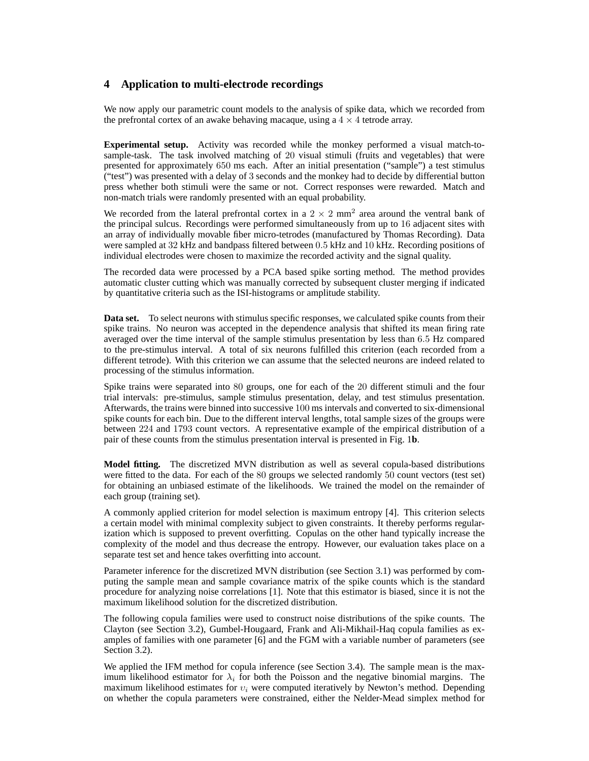## 4 Application to multi-electrode recordings

We now apply our parametric count models to the analysis of spike data, which we recorded from the prefrontal cortex of an awake behaving macaque, using a $4 \times 4$ tetrode array.

**Experimental setup.** Activity was recorded while the monkey performed a visual match-to-sample-task. The task involved matching of $20$ visual stimuli (fruits and vegetables) that were presented for approximately $650$ ms each. After an initial presentation ("sample") a test stimulus ("test") was presented with a delay of $3$ seconds and the monkey had to decide by differential button press whether both stimuli were the same or not. Correct responses were rewarded. Match and non-match trials were randomly presented with an equal probability.

We recorded from the lateral prefrontal cortex in a $2 \times 2$ mm$^2$ area around the ventral bank of the principal sulcus. Recordings were performed simultaneously from up to $16$ adjacent sites with an array of individually movable fiber micro-tetrodes (manufactured by Thomas Recording). Data were sampled at $32$ kHz and bandpass filtered between $0.5$ kHz and $10$ kHz. Recording positions of individual electrodes were chosen to maximize the recorded activity and the signal quality.

The recorded data were processed by a PCA based spike sorting method. The method provides automatic cluster cutting which was manually corrected by subsequent cluster merging if indicated by quantitative criteria such as the ISI-histograms or amplitude stability.

**Data set.** To select neurons with stimulus specific responses, we calculated spike counts from their spike trains. No neuron was accepted in the dependence analysis that shifted its mean firing rate averaged over the time interval of the sample stimulus presentation by less than $6.5$ Hz compared to the pre-stimulus interval. A total of six neurons fulfilled this criterion (each recorded from a different tetrode). With this criterion we can assume that the selected neurons are indeed related to processing of the stimulus information.

Spike trains were separated into $80$ groups, one for each of the $20$ different stimuli and the four trial intervals: pre-stimulus, sample stimulus presentation, delay, and test stimulus presentation. Afterwards, the trains were binned into successive $100$ ms intervals and converted to six-dimensional spike counts for each bin. Due to the different interval lengths, total sample sizes of the groups were between $224$ and $1793$ count vectors. A representative example of the empirical distribution of a pair of these counts from the stimulus presentation interval is presented in Fig. 1**b**.

**Model fitting.** The discretized MVN distribution as well as several copula-based distributions were fitted to the data. For each of the $80$ groups we selected randomly $50$ count vectors (test set) for obtaining an unbiased estimate of the likelihoods. We trained the model on the remainder of each group (training set).

A commonly applied criterion for model selection is maximum entropy [4]. This criterion selects a certain model with minimal complexity subject to given constraints. It thereby performs regularization which is supposed to prevent overfitting. Copulas on the other hand typically increase the complexity of the model and thus decrease the entropy. However, our evaluation takes place on a separate test set and hence takes overfitting into account.

Parameter inference for the discretized MVN distribution (see Section 3.1) was performed by computing the sample mean and sample covariance matrix of the spike counts which is the standard procedure for analyzing noise correlations [1]. Note that this estimator is biased, since it is not the maximum likelihood solution for the discretized distribution.

The following copula families were used to construct noise distributions of the spike counts. The Clayton (see Section 3.2), Gumbel-Hougaard, Frank and Ali-Mikhail-Haq copula families as examples of families with one parameter [6] and the FGM with a variable number of parameters (see Section 3.2).

We applied the IFM method for copula inference (see Section 3.4). The sample mean is the maximum likelihood estimator for $\lambda_i$ for both the Poisson and the negative binomial margins. The maximum likelihood estimates for $\upsilon_i$ were computed iteratively by Newton's method. Depending on whether the copula parameters were constrained, either the Nelder-Mead simplex method for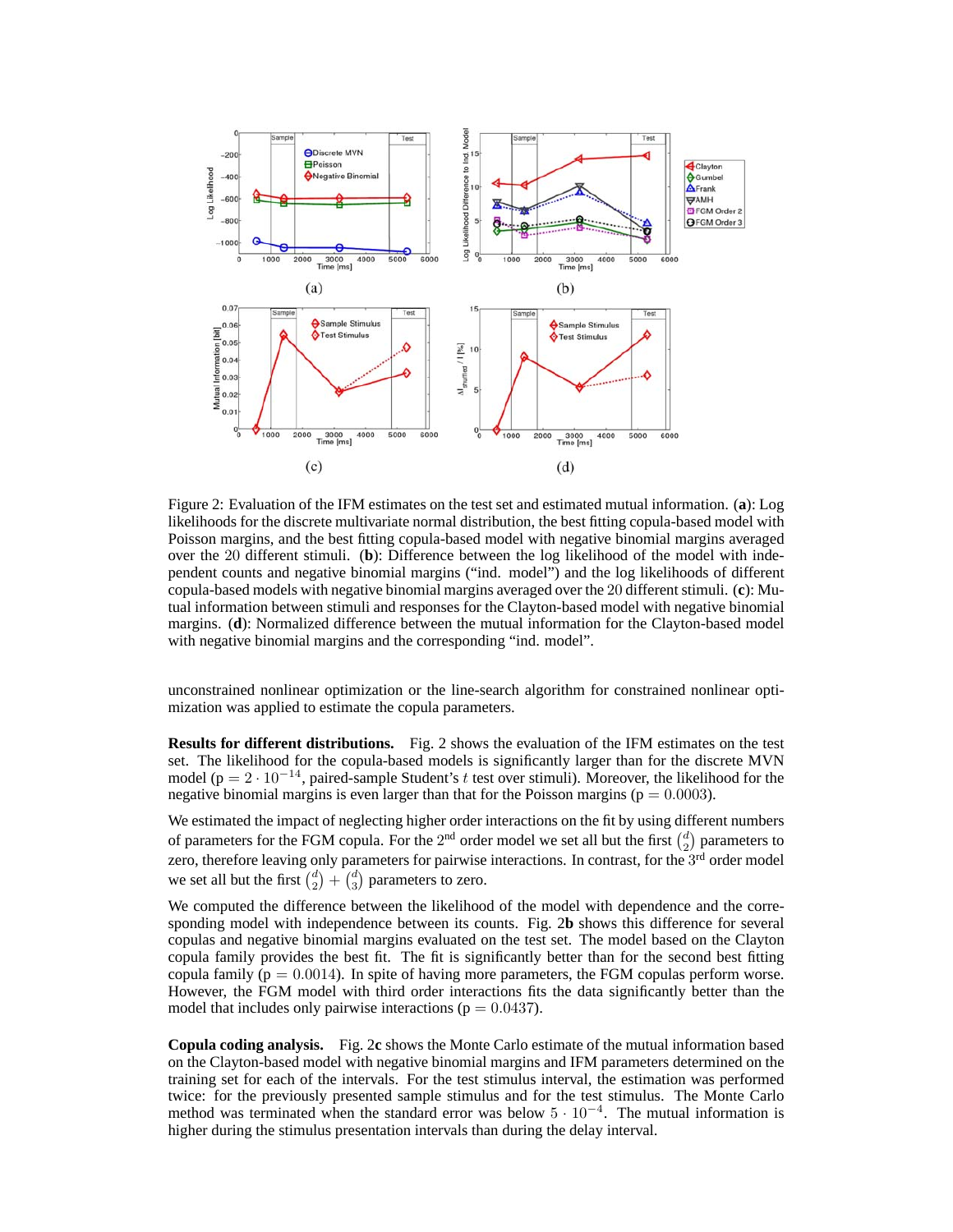Figure 2: Evaluation of the IFM estimates on the test set and estimated mutual information. (**a**): Log likelihoods for the discrete multivariate normal distribution, the best fitting copula-based model with Poisson margins, and the best fitting copula-based model with negative binomial margins averaged over the 20 different stimuli. (**b**): Difference between the log likelihood of the model with independent counts and negative binomial margins (“ind. model”) and the log likelihoods of different copula-based models with negative binomial margins averaged over the 20 different stimuli. (**c**): Mutual information between stimuli and responses for the Clayton-based model with negative binomial margins. (**d**): Normalized difference between the mutual information for the Clayton-based model with negative binomial margins and the corresponding “ind. model”.

unconstrained nonlinear optimization or the line-search algorithm for constrained nonlinear optimization was applied to estimate the copula parameters.

**Results for different distributions.** Fig. 2 shows the evaluation of the IFM estimates on the test set. The likelihood for the copula-based models is significantly larger than for the discrete MVN model ($p = 2 \cdot 10^{-14}$, paired-sample Student's $t$ test over stimuli). Moreover, the likelihood for the negative binomial margins is even larger than that for the Poisson margins ($p = 0.0003$).

We estimated the impact of neglecting higher order interactions on the fit by using different numbers of parameters for the FGM copula. For the 2[nd] order model we set all but the first $\binom{d}{2}$ parameters to zero, therefore leaving only parameters for pairwise interactions. In contrast, for the 3[rd] order model we set all but the first $\binom{d}{2} + \binom{d}{3}$ parameters to zero.

We computed the difference between the likelihood of the model with dependence and the corresponding model with independence between its counts. Fig. 2**b** shows this difference for several copulas and negative binomial margins evaluated on the test set. The model based on the Clayton copula family provides the best fit. The fit is significantly better than for the second best fitting copula family ($p = 0.0014$). In spite of having more parameters, the FGM copulas perform worse. However, the FGM model with third order interactions fits the data significantly better than the model that includes only pairwise interactions ($p = 0.0437$).

**Copula coding analysis.** Fig. 2**c** shows the Monte Carlo estimate of the mutual information based on the Clayton-based model with negative binomial margins and IFM parameters determined on the training set for each of the intervals. For the test stimulus interval, the estimation was performed twice: for the previously presented sample stimulus and for the test stimulus. The Monte Carlo method was terminated when the standard error was below $5 \cdot 10^{-4}$. The mutual information is higher during the stimulus presentation intervals than during the delay interval.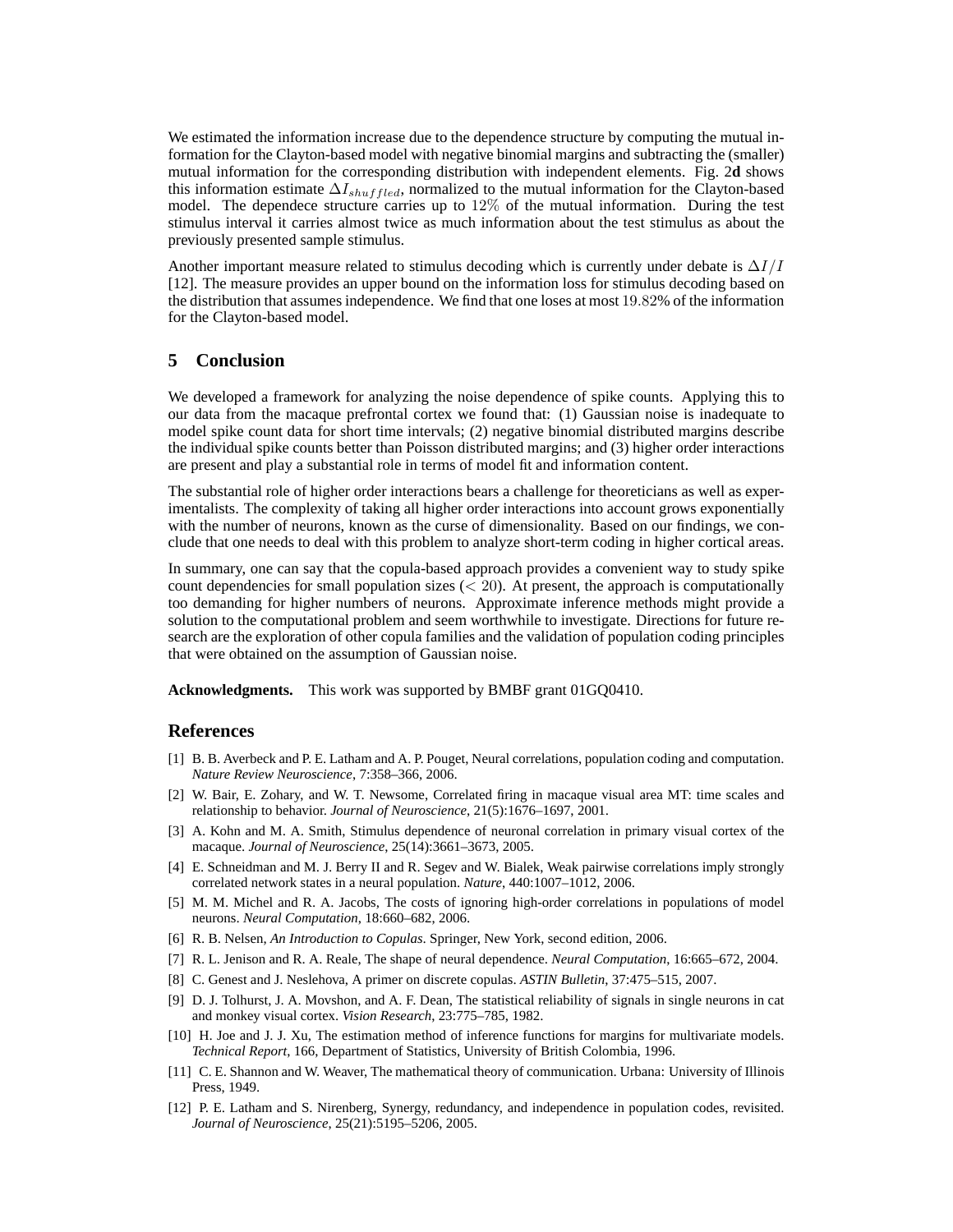We estimated the information increase due to the dependence structure by computing the mutual information for the Clayton-based model with negative binomial margins and subtracting the (smaller) mutual information for the corresponding distribution with independent elements. Fig. 2**d** shows this information estimate $\Delta I_{shuffled}$, normalized to the mutual information for the Clayton-based model. The dependece structure carries up to $12\%$ of the mutual information. During the test stimulus interval it carries almost twice as much information about the test stimulus as about the previously presented sample stimulus.

Another important measure related to stimulus decoding which is currently under debate is $\Delta I/I$ [12]. The measure provides an upper bound on the information loss for stimulus decoding based on the distribution that assumes independence. We find that one loses at most $19.82$% of the information for the Clayton-based model.

## 5 Conclusion

We developed a framework for analyzing the noise dependence of spike counts. Applying this to our data from the macaque prefrontal cortex we found that: (1) Gaussian noise is inadequate to model spike count data for short time intervals; (2) negative binomial distributed margins describe the individual spike counts better than Poisson distributed margins; and (3) higher order interactions are present and play a substantial role in terms of model fit and information content.

The substantial role of higher order interactions bears a challenge for theoreticians as well as experimentalists. The complexity of taking all higher order interactions into account grows exponentially with the number of neurons, known as the curse of dimensionality. Based on our findings, we conclude that one needs to deal with this problem to analyze short-term coding in higher cortical areas.

In summary, one can say that the copula-based approach provides a convenient way to study spike count dependencies for small population sizes ($< 20$). At present, the approach is computationally too demanding for higher numbers of neurons. Approximate inference methods might provide a solution to the computational problem and seem worthwhile to investigate. Directions for future research are the exploration of other copula families and the validation of population coding principles that were obtained on the assumption of Gaussian noise.

**Acknowledgments.** This work was supported by BMBF grant 01GQ0410.

## References

[1] B. B. Averbeck and P. E. Latham and A. P. Pouget, Neural correlations, population coding and computation. *Nature Review Neuroscience*, 7:358–366, 2006.

[2] W. Bair, E. Zohary, and W. T. Newsome, Correlated firing in macaque visual area MT: time scales and relationship to behavior. *Journal of Neuroscience*, 21(5):1676–1697, 2001.

[3] A. Kohn and M. A. Smith, Stimulus dependence of neuronal correlation in primary visual cortex of the macaque. *Journal of Neuroscience*, 25(14):3661–3673, 2005.

[4] E. Schneidman and M. J. Berry II and R. Segev and W. Bialek, Weak pairwise correlations imply strongly correlated network states in a neural population. *Nature*, 440:1007–1012, 2006.

[5] M. M. Michel and R. A. Jacobs, The costs of ignoring high-order correlations in populations of model neurons. *Neural Computation*, 18:660–682, 2006.

[6] R. B. Nelsen, *An Introduction to Copulas*. Springer, New York, second edition, 2006.

[7] R. L. Jenison and R. A. Reale, The shape of neural dependence. *Neural Computation*, 16:665–672, 2004.

[8] C. Genest and J. Neslehova, A primer on discrete copulas. *ASTIN Bulletin*, 37:475–515, 2007.

[9] D. J. Tolhurst, J. A. Movshon, and A. F. Dean, The statistical reliability of signals in single neurons in cat and monkey visual cortex. *Vision Research*, 23:775–785, 1982.

[10] H. Joe and J. J. Xu, The estimation method of inference functions for margins for multivariate models. *Technical Report*, 166, Department of Statistics, University of British Colombia, 1996.

[11] C. E. Shannon and W. Weaver, The mathematical theory of communication. Urbana: University of Illinois Press, 1949.

[12] P. E. Latham and S. Nirenberg, Synergy, redundancy, and independence in population codes, revisited. *Journal of Neuroscience*, 25(21):5195–5206, 2005.